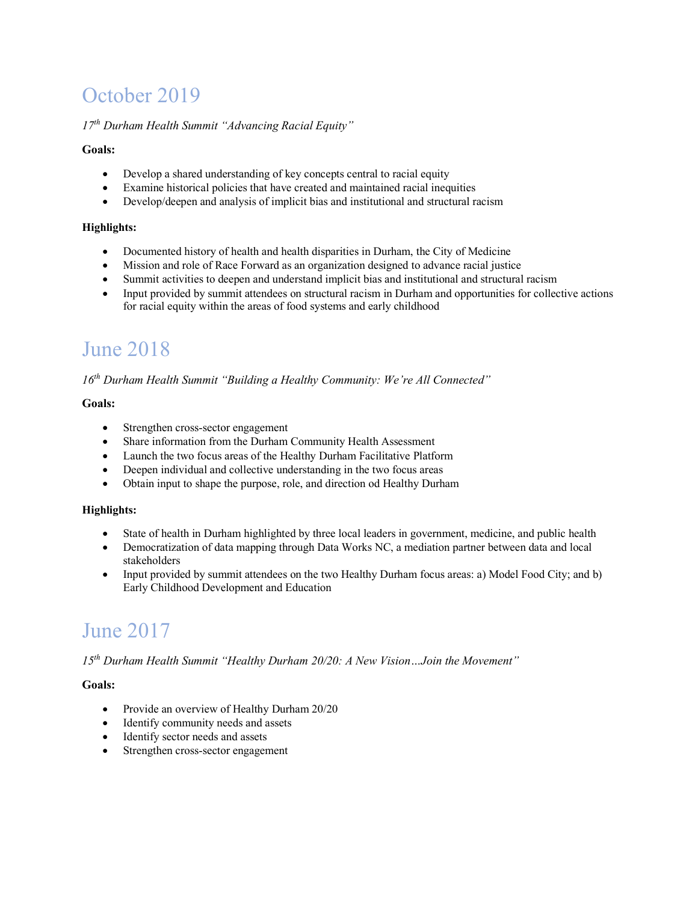# October 2019

*17th Durham Health Summit "Advancing Racial Equity"*

**Goals:**

- Develop a shared understanding of key concepts central to racial equity
- Examine historical policies that have created and maintained racial inequities
- Develop/deepen and analysis of implicit bias and institutional and structural racism

**Highlights:**

- Documented history of health and health disparities in Durham, the City of Medicine
- Mission and role of Race Forward as an organization designed to advance racial justice
- Summit activities to deepen and understand implicit bias and institutional and structural racism
- Input provided by summit attendees on structural racism in Durham and opportunities for collective actions for racial equity within the areas of food systems and early childhood

# June 2018

*16th Durham Health Summit "Building a Healthy Community: We're All Connected"*

**Goals:**

- Strengthen cross-sector engagement
- Share information from the Durham Community Health Assessment
- Launch the two focus areas of the Healthy Durham Facilitative Platform
- Deepen individual and collective understanding in the two focus areas
- Obtain input to shape the purpose, role, and direction od Healthy Durham

**Highlights:**

- State of health in Durham highlighted by three local leaders in government, medicine, and public health
- Democratization of data mapping through Data Works NC, a mediation partner between data and local stakeholders
- Input provided by summit attendees on the two Healthy Durham focus areas: a) Model Food City; and b) Early Childhood Development and Education

# June 2017

*15th Durham Health Summit "Healthy Durham 20/20: A New Vision…Join the Movement"*

**Goals:**

- Provide an overview of Healthy Durham 20/20
- Identify community needs and assets
- Identify sector needs and assets
- Strengthen cross-sector engagement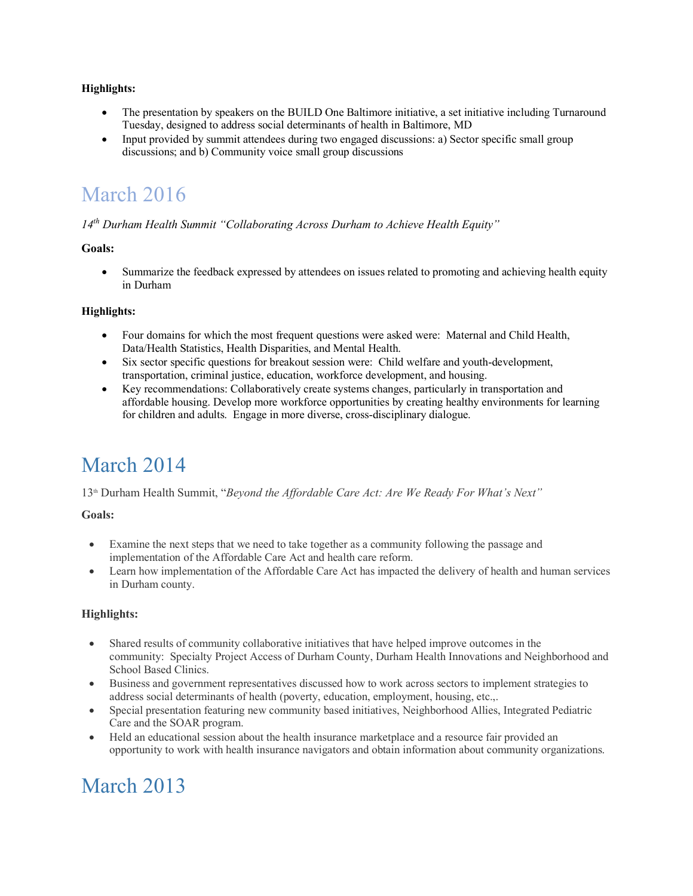**Highlights:**

- The presentation by speakers on the BUILD One Baltimore initiative, a set initiative including Turnaround Tuesday, designed to address social determinants of health in Baltimore, MD
- Input provided by summit attendees during two engaged discussions: a) Sector specific small group discussions; and b) Community voice small group discussions

# March 2016

*14th Durham Health Summit "Collaborating Across Durham to Achieve Health Equity"*

**Goals:**

- Summarize the feedback expressed by attendees on issues related to promoting and achieving health equity in Durham

**Highlights:**

- Four domains for which the most frequent questions were asked were: Maternal and Child Health, Data/Health Statistics, Health Disparities, and Mental Health.
- Six sector specific questions for breakout session were: Child welfare and youth-development, transportation, criminal justice, education, workforce development, and housing.
- Key recommendations: Collaboratively create systems changes, particularly in transportation and affordable housing. Develop more workforce opportunities by creating healthy environments for learning for children and adults. Engage in more diverse, cross-disciplinary dialogue.

# March 2014

13th Durham Health Summit, "*Beyond the Affordable Care Act: Are We Ready For What's Next"*

**Goals:**

- Examine the next steps that we need to take together as a community following the passage and implementation of the Affordable Care Act and health care reform.
- Learn how implementation of the Affordable Care Act has impacted the delivery of health and human services in Durham county.

**Highlights:**

- Shared results of community collaborative initiatives that have helped improve outcomes in the community: Specialty Project Access of Durham County, Durham Health Innovations and Neighborhood and School Based Clinics.
- Business and government representatives discussed how to work across sectors to implement strategies to address social determinants of health (poverty, education, employment, housing, etc.,.
- Special presentation featuring new community based initiatives, Neighborhood Allies, Integrated Pediatric Care and the SOAR program.
- Held an educational session about the health insurance marketplace and a resource fair provided an opportunity to work with health insurance navigators and obtain information about community organizations.

# March 2013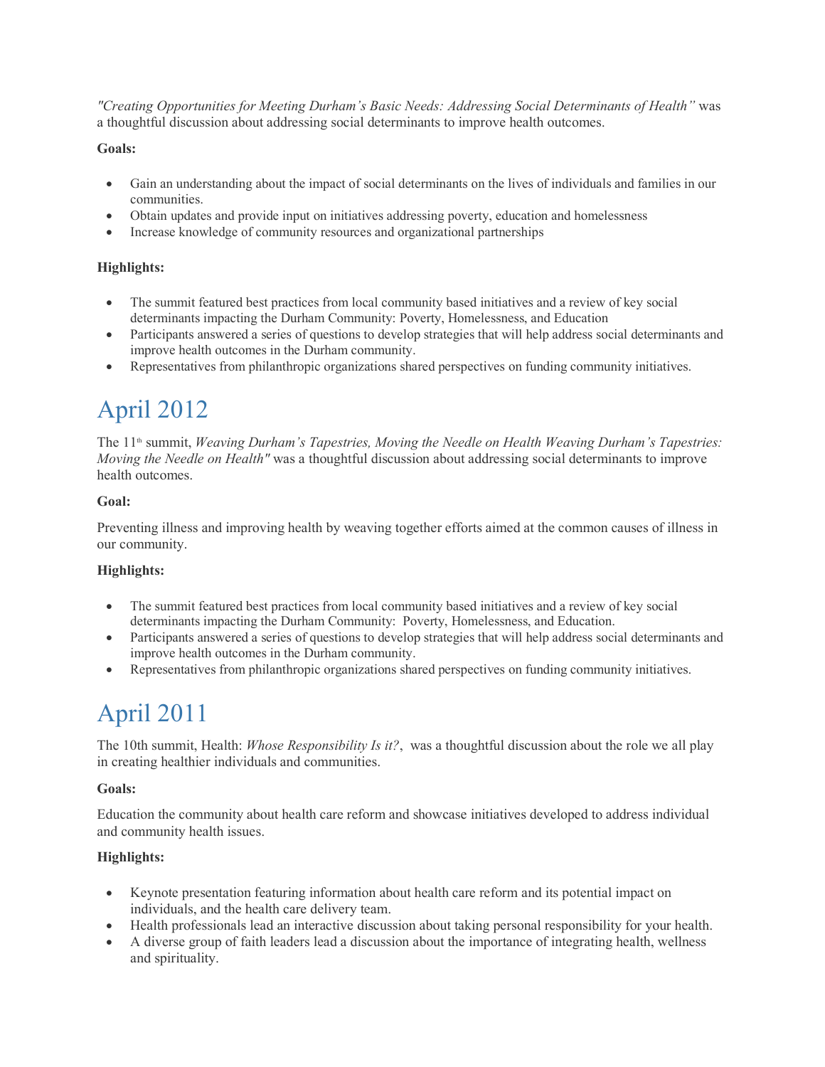*"Creating Opportunities for Meeting Durham's Basic Needs: Addressing Social Determinants of Health"* was a thoughtful discussion about addressing social determinants to improve health outcomes.

**Goals:**

- Gain an understanding about the impact of social determinants on the lives of individuals and families in our communities.
- Obtain updates and provide input on initiatives addressing poverty, education and homelessness
- Increase knowledge of community resources and organizational partnerships

**Highlights:**

- The summit featured best practices from local community based initiatives and a review of key social determinants impacting the Durham Community: Poverty, Homelessness, and Education
- Participants answered a series of questions to develop strategies that will help address social determinants and improve health outcomes in the Durham community.
- Representatives from philanthropic organizations shared perspectives on funding community initiatives.

# April 2012

The 11th summit, *Weaving Durham's Tapestries, Moving the Needle on Health Weaving Durham's Tapestries: Moving the Needle on Health"* was a thoughtful discussion about addressing social determinants to improve health outcomes.

**Goal:**

Preventing illness and improving health by weaving together efforts aimed at the common causes of illness in our community.

**Highlights:**

- The summit featured best practices from local community based initiatives and a review of key social determinants impacting the Durham Community: Poverty, Homelessness, and Education.
- Participants answered a series of questions to develop strategies that will help address social determinants and improve health outcomes in the Durham community.
- Representatives from philanthropic organizations shared perspectives on funding community initiatives.

# April 2011

The 10th summit, Health: *Whose Responsibility Is it?*, was a thoughtful discussion about the role we all play in creating healthier individuals and communities.

**Goals:**

Education the community about health care reform and showcase initiatives developed to address individual and community health issues.

**Highlights:**

- Keynote presentation featuring information about health care reform and its potential impact on individuals, and the health care delivery team.
- Health professionals lead an interactive discussion about taking personal responsibility for your health.
- A diverse group of faith leaders lead a discussion about the importance of integrating health, wellness and spirituality.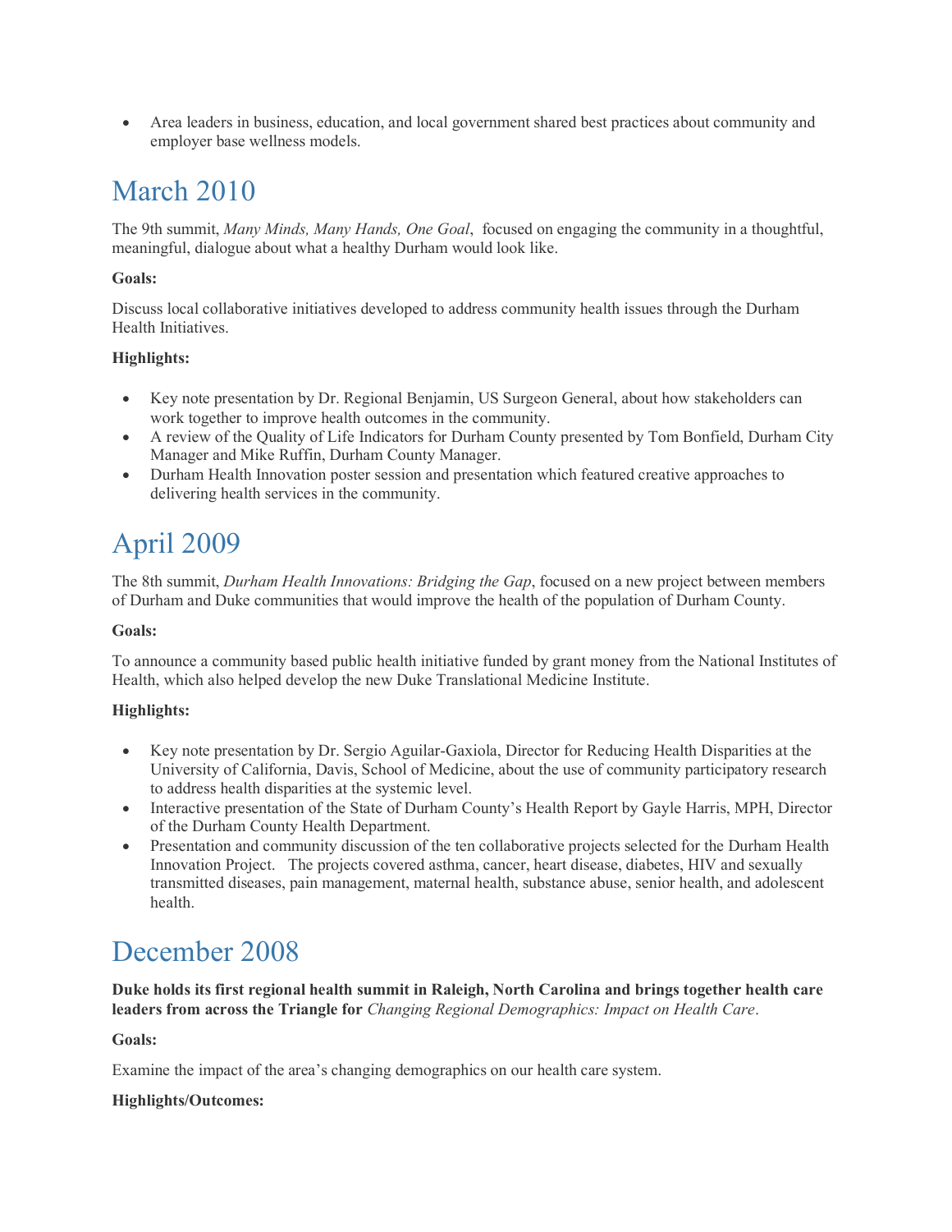- Area leaders in business, education, and local government shared best practices about community and employer base wellness models.

## March 2010

The 9th summit, *Many Minds, Many Hands, One Goal*, focused on engaging the community in a thoughtful, meaningful, dialogue about what a healthy Durham would look like.

**Goals:**

Discuss local collaborative initiatives developed to address community health issues through the Durham Health Initiatives.

**Highlights:**

- Key note presentation by Dr. Regional Benjamin, US Surgeon General, about how stakeholders can work together to improve health outcomes in the community.
- A review of the Quality of Life Indicators for Durham County presented by Tom Bonfield, Durham City Manager and Mike Ruffin, Durham County Manager.
- Durham Health Innovation poster session and presentation which featured creative approaches to delivering health services in the community.

## April 2009

The 8th summit, *Durham Health Innovations: Bridging the Gap*, focused on a new project between members of Durham and Duke communities that would improve the health of the population of Durham County.

**Goals:**

To announce a community based public health initiative funded by grant money from the National Institutes of Health, which also helped develop the new Duke Translational Medicine Institute.

**Highlights:**

- Key note presentation by Dr. Sergio Aguilar-Gaxiola, Director for Reducing Health Disparities at the University of California, Davis, School of Medicine, about the use of community participatory research to address health disparities at the systemic level.
- Interactive presentation of the State of Durham County's Health Report by Gayle Harris, MPH, Director of the Durham County Health Department.
- Presentation and community discussion of the ten collaborative projects selected for the Durham Health Innovation Project. The projects covered asthma, cancer, heart disease, diabetes, HIV and sexually transmitted diseases, pain management, maternal health, substance abuse, senior health, and adolescent health.

## December 2008

**Duke holds its first regional health summit in Raleigh, North Carolina and brings together health care leaders from across the Triangle for** *Changing Regional Demographics: Impact on Health Care*.

**Goals:**

Examine the impact of the area's changing demographics on our health care system.

**Highlights/Outcomes:**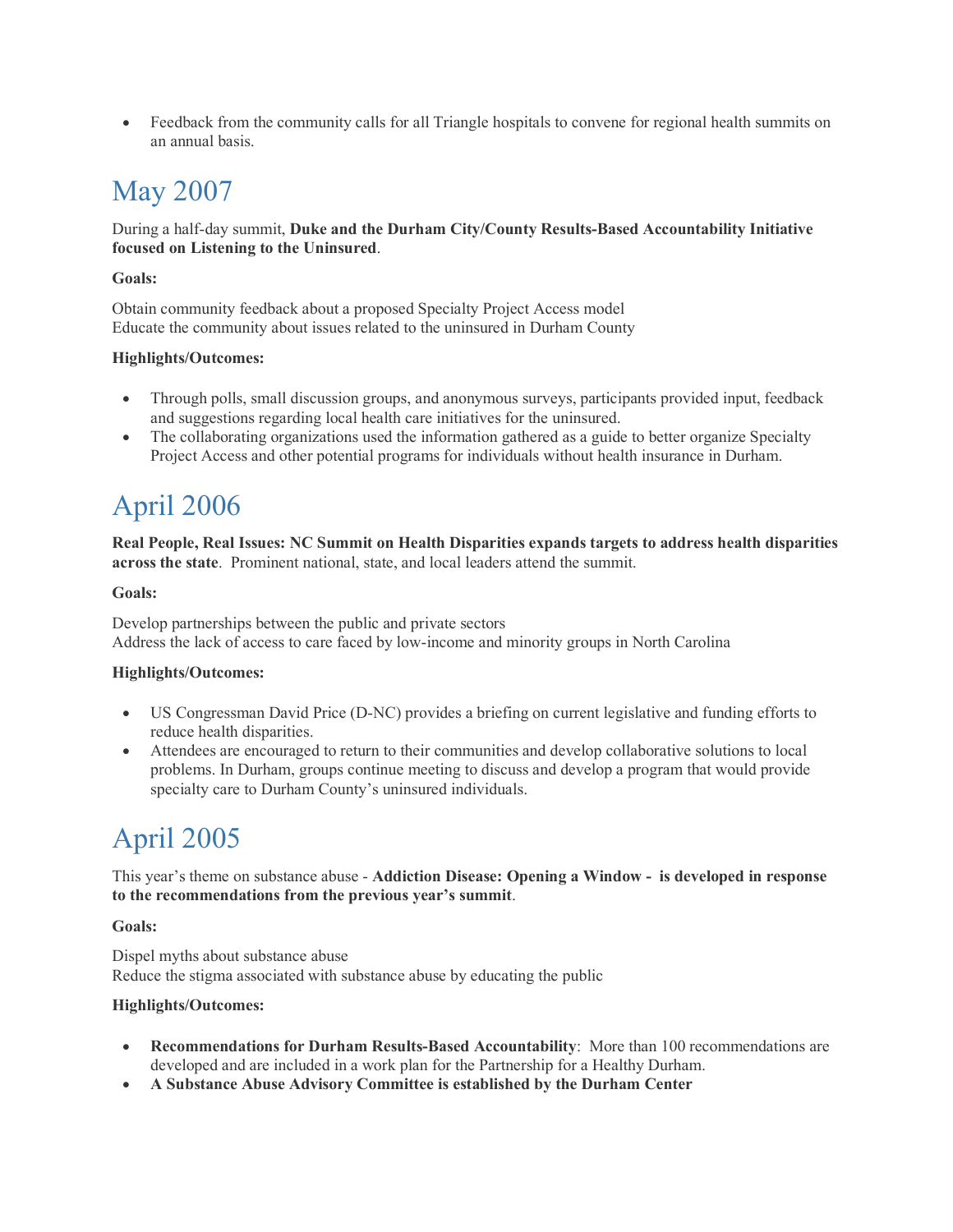- Feedback from the community calls for all Triangle hospitals to convene for regional health summits on an annual basis.

## May 2007

During a half-day summit, **Duke and the Durham City/County Results-Based Accountability Initiative focused on Listening to the Uninsured**.

**Goals:**

Obtain community feedback about a proposed Specialty Project Access model
Educate the community about issues related to the uninsured in Durham County

**Highlights/Outcomes:**

- Through polls, small discussion groups, and anonymous surveys, participants provided input, feedback and suggestions regarding local health care initiatives for the uninsured.
- The collaborating organizations used the information gathered as a guide to better organize Specialty Project Access and other potential programs for individuals without health insurance in Durham.

## April 2006

**Real People, Real Issues: NC Summit on Health Disparities expands targets to address health disparities across the state**. Prominent national, state, and local leaders attend the summit.

**Goals:**

Develop partnerships between the public and private sectors
Address the lack of access to care faced by low-income and minority groups in North Carolina

**Highlights/Outcomes:**

- US Congressman David Price (D-NC) provides a briefing on current legislative and funding efforts to reduce health disparities.
- Attendees are encouraged to return to their communities and develop collaborative solutions to local problems. In Durham, groups continue meeting to discuss and develop a program that would provide specialty care to Durham County's uninsured individuals.

## April 2005

This year's theme on substance abuse - **Addiction Disease: Opening a Window - is developed in response to the recommendations from the previous year's summit**.

**Goals:**

Dispel myths about substance abuse
Reduce the stigma associated with substance abuse by educating the public

**Highlights/Outcomes:**

- **Recommendations for Durham Results-Based Accountability**: More than 100 recommendations are developed and are included in a work plan for the Partnership for a Healthy Durham.
- **A Substance Abuse Advisory Committee is established by the Durham Center**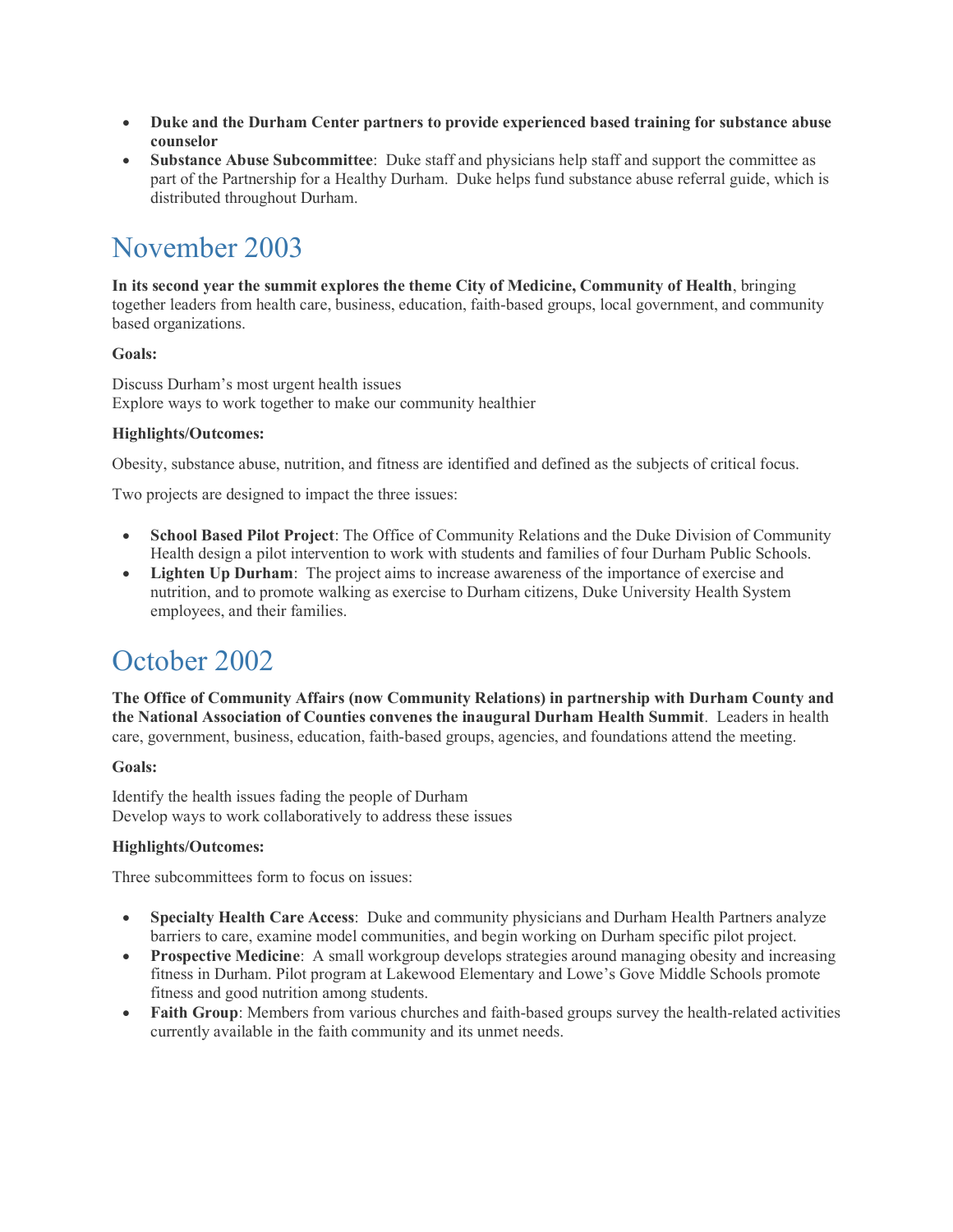- **Duke and the Durham Center partners to provide experienced based training for substance abuse counselor**
- **Substance Abuse Subcommittee**: Duke staff and physicians help staff and support the committee as part of the Partnership for a Healthy Durham. Duke helps fund substance abuse referral guide, which is distributed throughout Durham.

# November 2003

**In its second year the summit explores the theme City of Medicine, Community of Health**, bringing together leaders from health care, business, education, faith-based groups, local government, and community based organizations.

**Goals:**

Discuss Durham's most urgent health issues
Explore ways to work together to make our community healthier

**Highlights/Outcomes:**

Obesity, substance abuse, nutrition, and fitness are identified and defined as the subjects of critical focus.

Two projects are designed to impact the three issues:

- **School Based Pilot Project**: The Office of Community Relations and the Duke Division of Community Health design a pilot intervention to work with students and families of four Durham Public Schools.
- **Lighten Up Durham**: The project aims to increase awareness of the importance of exercise and nutrition, and to promote walking as exercise to Durham citizens, Duke University Health System employees, and their families.

# October 2002

**The Office of Community Affairs (now Community Relations) in partnership with Durham County and the National Association of Counties convenes the inaugural Durham Health Summit**. Leaders in health care, government, business, education, faith-based groups, agencies, and foundations attend the meeting.

**Goals:**

Identify the health issues fading the people of Durham
Develop ways to work collaboratively to address these issues

**Highlights/Outcomes:**

Three subcommittees form to focus on issues:

- **Specialty Health Care Access**: Duke and community physicians and Durham Health Partners analyze barriers to care, examine model communities, and begin working on Durham specific pilot project.
- **Prospective Medicine**: A small workgroup develops strategies around managing obesity and increasing fitness in Durham. Pilot program at Lakewood Elementary and Lowe's Gove Middle Schools promote fitness and good nutrition among students.
- **Faith Group**: Members from various churches and faith-based groups survey the health-related activities currently available in the faith community and its unmet needs.